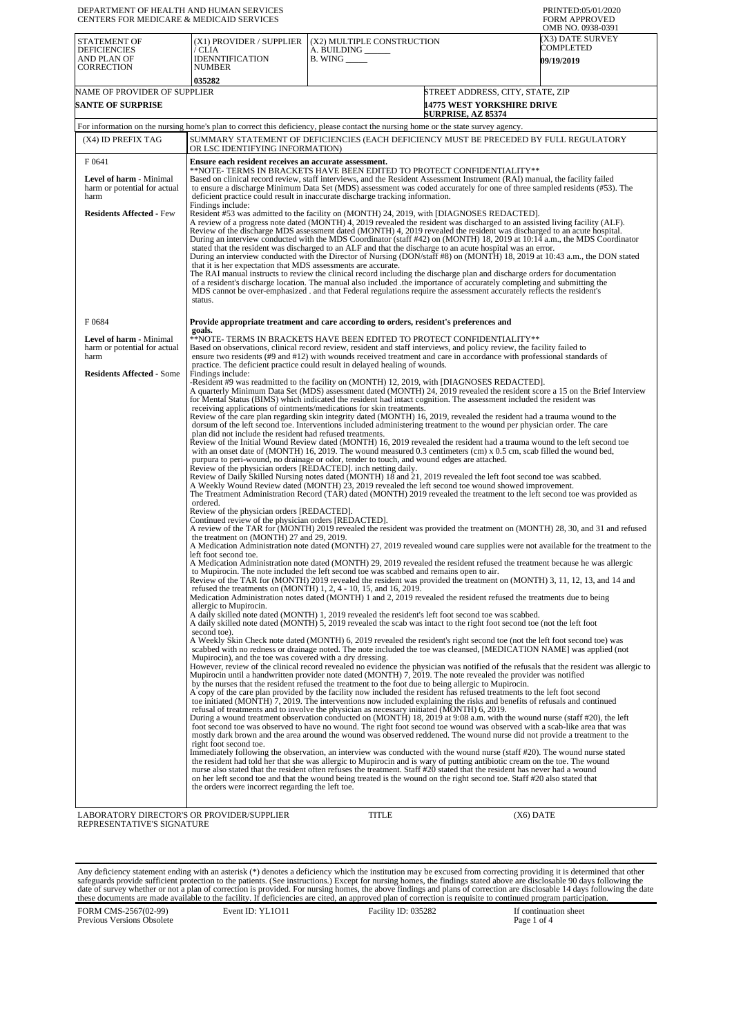DEPARTMENT OF HEALTH AND HUMAN SERVICES
CENTERS FOR MEDICARE & MEDICAID SERVICES

PRINTED:05/01/2020
FORM APPROVED
OMB NO. 0938-0391

| STATEMENT OF DEFICIENCIES AND PLAN OF CORRECTION | (X1) PROVIDER / SUPPLIER / CLIA IDENNTIFICATION NUMBER | (X2) MULTIPLE CONSTRUCTION | (X3) DATE SURVEY COMPLETED |
|---|---|---|---|
| | 035282 | A. BUILDING ______ B. WING _____ | 09/19/2019 |

| NAME OF PROVIDER OF SUPPLIER | STREET ADDRESS, CITY, STATE, ZIP |
|---|---|
| SANTE OF SURPRISE | 14775 WEST YORKSHIRE DRIVE SURPRISE, AZ 85374 |

For information on the nursing home's plan to correct this deficiency, please contact the nursing home or the state survey agency.

| (X4) ID PREFIX TAG | SUMMARY STATEMENT OF DEFICIENCIES (EACH DEFICIENCY MUST BE PRECEDED BY FULL REGULATORY OR LSC IDENTIFYING INFORMATION) |
|---|---|
| F 0641<br><br>**Level of harm** - Minimal harm or potential for actual harm<br><br>**Residents Affected** - Few | **Ensure each resident receives an accurate assessment.**<br>**NOTE- TERMS IN BRACKETS HAVE BEEN EDITED TO PROTECT CONFIDENTIALITY**<br>Based on clinical record review, staff interviews, and the Resident Assessment Instrument (RAI) manual, the facility failed to ensure a discharge Minimum Data Set (MDS) assessment was coded accurately for one of three sampled residents (#53). The deficient practice could result in inaccurate discharge tracking information.<br>Findings include:<br>Resident #53 was admitted to the facility on (MONTH) 24, 2019, with [DIAGNOSES REDACTED].<br>A review of a progress note dated (MONTH) 4, 2019 revealed the resident was discharged to an assisted living facility (ALF).<br>Review of the discharge MDS assessment dated (MONTH) 4, 2019 revealed the resident was discharged to an acute hospital.<br>During an interview conducted with the MDS Coordinator (staff #42) on (MONTH) 18, 2019 at 10:14 a.m., the MDS Coordinator stated that the resident was discharged to an ALF and that the discharge to an acute hospital was an error.<br>During an interview conducted with the Director of Nursing (DON/staff #8) on (MONTH) 18, 2019 at 10:43 a.m., the DON stated that it is her expectation that MDS assessments are accurate.<br>The RAI manual instructs to review the clinical record including the discharge plan and discharge orders for documentation of a resident's discharge location. The manual also included .the importance of accurately completing and submitting the MDS cannot be over-emphasized . and that Federal regulations require the assessment accurately reflects the resident's status. |
| F 0684<br><br>**Level of harm** - Minimal harm or potential for actual harm<br><br>**Residents Affected** - Some | **Provide appropriate treatment and care according to orders, resident's preferences and goals.**<br>**NOTE- TERMS IN BRACKETS HAVE BEEN EDITED TO PROTECT CONFIDENTIALITY**<br>Based on observations, clinical record review, resident and staff interviews, and policy review, the facility failed to ensure two residents (#9 and #12) with wounds received treatment and care in accordance with professional standards of practice. The deficient practice could result in delayed healing of wounds.<br>Findings include:<br>-Resident #9 was readmitted to the facility on (MONTH) 12, 2019, with [DIAGNOSES REDACTED].<br>A quarterly Minimum Data Set (MDS) assessment dated (MONTH) 24, 2019 revealed the resident score a 15 on the Brief Interview for Mental Status (BIMS) which indicated the resident had intact cognition. The assessment included the resident was receiving applications of ointments/medications for skin treatments.<br>Review of the care plan regarding skin integrity dated (MONTH) 16, 2019, revealed the resident had a trauma wound to the dorsum of the left second toe. Interventions included administering treatment to the wound per physician order. The care plan did not include the resident had refused treatments.<br>Review of the Initial Wound Review dated (MONTH) 16, 2019 revealed the resident had a trauma wound to the left second toe with an onset date of (MONTH) 16, 2019. The wound measured 0.3 centimeters (cm) x 0.5 cm, scab filled the wound bed, purpura to peri-wound, no drainage or odor, tender to touch, and wound edges are attached.<br>Review of the physician orders [REDACTED]. inch netting daily.<br>Review of Daily Skilled Nursing notes dated (MONTH) 18 and 21, 2019 revealed the left foot second toe was scabbed.<br>A Weekly Wound Review dated (MONTH) 23, 2019 revealed the left second toe wound showed improvement.<br>The Treatment Administration Record (TAR) dated (MONTH) 2019 revealed the treatment to the left second toe was provided as ordered.<br>Review of the physician orders [REDACTED].<br>Continued review of the physician orders [REDACTED].<br>A review of the TAR for (MONTH) 2019 revealed the resident was provided the treatment on (MONTH) 28, 30, and 31 and refused the treatment on (MONTH) 27 and 29, 2019.<br>A Medication Administration note dated (MONTH) 27, 2019 revealed wound care supplies were not available for the treatment to the left foot second toe.<br>A Medication Administration note dated (MONTH) 29, 2019 revealed the resident refused the treatment because he was allergic to Mupirocin. The note included the left second toe was scabbed and remains open to air.<br>Review of the TAR for (MONTH) 2019 revealed the resident was provided the treatment on (MONTH) 3, 11, 12, 13, and 14 and refused the treatments on (MONTH) 1, 2, 4 - 10, 15, and 16, 2019.<br>Medication Administration notes dated (MONTH) 1 and 2, 2019 revealed the resident refused the treatments due to being allergic to Mupirocin.<br>A daily skilled note dated (MONTH) 1, 2019 revealed the resident's left foot second toe was scabbed.<br>A daily skilled note dated (MONTH) 5, 2019 revealed the scab was intact to the right foot second toe (not the left foot second toe).<br>A Weekly Skin Check note dated (MONTH) 6, 2019 revealed the resident's right second toe (not the left foot second toe) was scabbed with no redness or drainage noted. The note included the toe was cleansed, [MEDICATION NAME] was applied (not Mupirocin), and the toe was covered with a dry dressing.<br>However, review of the clinical record revealed no evidence the physician was notified of the refusals that the resident was allergic to Mupirocin until a handwritten provider note dated (MONTH) 7, 2019. The note revealed the provider was notified by the nurses that the resident refused the treatment to the foot due to being allergic to Mupirocin.<br>A copy of the care plan provided by the facility now included the resident has refused treatments to the left foot second toe initiated (MONTH) 7, 2019. The interventions now included explaining the risks and benefits of refusals and continued refusal of treatments and to involve the physician as necessary initiated (MONTH) 6, 2019.<br>During a wound treatment observation conducted on (MONTH) 18, 2019 at 9:08 a.m. with the wound nurse (staff #20), the left foot second toe was observed to have no wound. The right foot second toe wound was observed with a scab-like area that was mostly dark brown and the area around the wound was observed reddened. The wound nurse did not provide a treatment to the right foot second toe.<br>Immediately following the observation, an interview was conducted with the wound nurse (staff #20). The wound nurse stated the resident had told her that she was allergic to Mupirocin and is wary of putting antibiotic cream on the toe. The wound nurse also stated that the resident often refuses the treatment. Staff #20 stated that the resident has never had a wound on her left second toe and that the wound being treated is the wound on the right second toe. Staff #20 also stated that the orders were incorrect regarding the left toe. |

LABORATORY DIRECTOR'S OR PROVIDER/SUPPLIER REPRESENTATIVE'S SIGNATURE | TITLE | (X6) DATE

Any deficiency statement ending with an asterisk (*) denotes a deficiency which the institution may be excused from correcting providing it is determined that other safeguards provide sufficient protection to the patients. (See instructions.) Except for nursing homes, the findings stated above are disclosable 90 days following the date of survey whether or not a plan of correction is provided. For nursing homes, the above findings and plans of correction are disclosable 14 days following the date these documents are made available to the facility. If deficiencies are cited, an approved plan of correction is requisite to continued program participation.

FORM CMS-2567(02-99) Previous Versions Obsolete | Event ID: YL1O11 | Facility ID: 035282 | If continuation sheet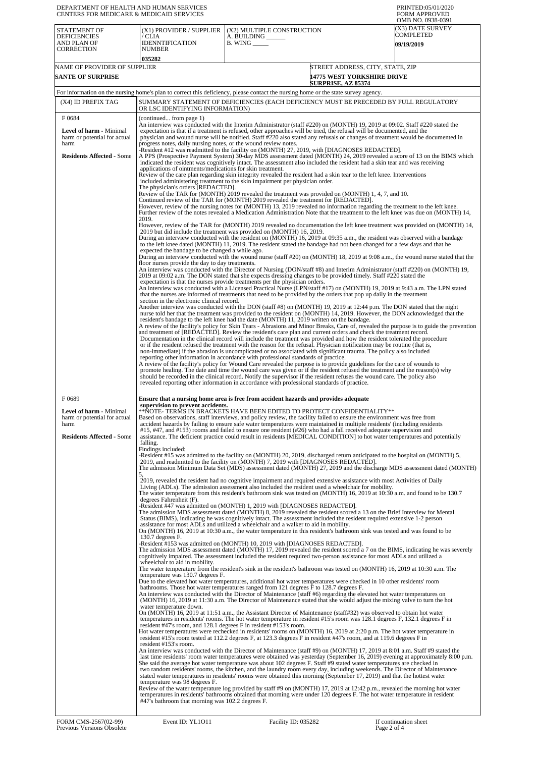DEPARTMENT OF HEALTH AND HUMAN SERVICES
CENTERS FOR MEDICARE & MEDICAID SERVICES

PRINTED:05/01/2020
FORM APPROVED
OMB NO. 0938-0391

| STATEMENT OF DEFICIENCIES AND PLAN OF CORRECTION | (X1) PROVIDER / SUPPLIER / CLIA IDENNTIFICATION NUMBER | (X2) MULTIPLE CONSTRUCTION A. BUILDING ______ B. WING _____ | (X3) DATE SURVEY COMPLETED |
|---|---|---|---|
| | 035282 | | 09/19/2019 |

| NAME OF PROVIDER OF SUPPLIER | STREET ADDRESS, CITY, STATE, ZIP |
|---|---|
| SANTE OF SURPRISE | 14775 WEST YORKSHIRE DRIVE SURPRISE, AZ 85374 |

For information on the nursing home's plan to correct this deficiency, please contact the nursing home or the state survey agency.

| (X4) ID PREFIX TAG | SUMMARY STATEMENT OF DEFICIENCIES (EACH DEFICIENCY MUST BE PRECEDED BY FULL REGULATORY OR LSC IDENTIFYING INFORMATION) |
|---|---|
| F 0684 **Level of harm** - Minimal harm or potential for actual harm **Residents Affected** - Some | (continued... from page 1) An interview was conducted with the Interim Administrator (staff #220) on (MONTH) 19, 2019 at 09:02. Staff #220 stated the expectation is that if a treatment is refused, other approaches will be tried, the refusal will be documented, and the physician and wound nurse will be notified. Staff #220 also stated any refusals or changes of treatment would be documented in progress notes, daily nursing notes, or the wound review notes. -Resident #12 was readmitted to the facility on (MONTH) 27, 2019, with [DIAGNOSES REDACTED]. A PPS (Prospective Payment System) 30-day MDS assessment dated (MONTH) 24, 2019 revealed a score of 13 on the BIMS which indicated the resident was cognitively intact. The assessment also included the resident had a skin tear and was receiving applications of ointments/medications for skin treatment. Review of the care plan regarding skin integrity revealed the resident had a skin tear to the left knee. Interventions included administering treatment to the skin impairment per physician order. The physician's orders [REDACTED]. Review of the TAR for (MONTH) 2019 revealed the treatment was provided on (MONTH) 1, 4, 7, and 10. Continued review of the TAR for (MONTH) 2019 revealed the treatment for [REDACTED]. However, review of the nursing notes for (MONTH) 13, 2019 revealed no information regarding the treatment to the left knee. Further review of the notes revealed a Medication Administration Note that the treatment to the left knee was due on (MONTH) 14, 2019. However, review of the TAR for (MONTH) 2019 revealed no documentation the left knee treatment was provided on (MONTH) 14, 2019 but did include the treatment was provided on (MONTH) 16, 2019. During an interview conducted with the resident on (MONTH) 16, 2019 at 09:35 a.m., the resident was observed with a bandage to the left knee dated (MONTH) 11, 2019. The resident stated the bandage had not been changed for a few days and that he expected the bandage to be changed a while ago. During an interview conducted with the wound nurse (staff #20) on (MONTH) 18, 2019 at 9:08 a.m., the wound nurse stated that the floor nurses provide the day to day treatments. An interview was conducted with the Director of Nursing (DON/staff #8) and Interim Administrator (staff #220) on (MONTH) 19, 2019 at 09:02 a.m. The DON stated that she expects dressing changes to be provided timely. Staff #220 stated the expectation is that the nurses provide treatments per the physician orders. An interview was conducted with a Licensed Practical Nurse (LPN/staff #17) on (MONTH) 19, 2019 at 9:43 a.m. The LPN stated that the nurses are informed of treatments that need to be provided by the orders that pop up daily in the treatment section in the electronic clinical record. Another interview was conducted with the DON (staff #8) on (MONTH) 19, 2019 at 12:44 p.m. The DON stated that the night nurse told her that the treatment was provided to the resident on (MONTH) 14, 2019. However, the DON acknowledged that the resident's bandage to the left knee had the date (MONTH) 11, 2019 written on the bandage. A review of the facility's policy for Skin Tears - Abrasions and Minor Breaks, Care of, revealed the purpose is to guide the prevention and treatment of [REDACTED]. Review the resident's care plan and current orders and check the treatment record. Documentation in the clinical record will include the treatment was provided and how the resident tolerated the procedure or if the resident refused the treatment with the reason for the refusal. Physician notification may be routine (that is, non-immediate) if the abrasion is uncomplicated or no associated with significant trauma. The policy also included reporting other information in accordance with professional standards of practice. A review of the facility's policy for Wound Care revealed the purpose is to provide guidelines for the care of wounds to promote healing. The date and time the wound care was given or if the resident refused the treatment and the reason(s) why should be recorded in the clinical record. Notify the supervisor if the resident refuses the wound care. The policy also revealed reporting other information in accordance with professional standards of practice. |
| F 0689 **Level of harm** - Minimal harm or potential for actual harm **Residents Affected** - Some | **Ensure that a nursing home area is free from accident hazards and provides adequate supervision to prevent accidents.** **NOTE- TERMS IN BRACKETS HAVE BEEN EDITED TO PROTECT CONFIDENTIALITY** Based on observations, staff interviews, and policy review, the facility failed to ensure the environment was free from accident hazards by failing to ensure safe water temperatures were maintained in multiple residents' (including residents #15, #47, and #153) rooms and failed to ensure one resident (#26) who had a fall received adequate supervision and assistance. The deficient practice could result in residents [MEDICAL CONDITION] to hot water temperatures and potentially falling. Findings included: -Resident #15 was admitted to the facility on (MONTH) 20, 2019, discharged return anticipated to the hospital on (MONTH) 5, 2019, and readmitted to the facility on (MONTH) 7, 2019 with [DIAGNOSES REDACTED]. The admission Minimum Data Set (MDS) assessment dated (MONTH) 27, 2019 and the discharge MDS assessment dated (MONTH) 5, 2019, revealed the resident had no cognitive impairment and required extensive assistance with most Activities of Daily Living (ADLs). The admission assessment also included the resident used a wheelchair for mobility. The water temperature from this resident's bathroom sink was tested on (MONTH) 16, 2019 at 10:30 a.m. and found to be 130.7 degrees Fahrenheit (F). -Resident #47 was admitted on (MONTH) 1, 2019 with [DIAGNOSES REDACTED]. The admission MDS assessment dated (MONTH) 8, 2019 revealed the resident scored a 13 on the Brief Interview for Mental Status (BIMS), indicating he was cognitively intact. The assessment included the resident required extensive 1-2 person assistance for most ADLs and utilized a wheelchair and a walker to aid in mobility. On (MONTH) 16, 2019 at 10:30 a.m., the water temperature in this resident's bathroom sink was tested and was found to be 130.7 degrees F. -Resident #153 was admitted on (MONTH) 10, 2019 with [DIAGNOSES REDACTED]. The admission MDS assessment dated (MONTH) 17, 2019 revealed the resident scored a 7 on the BIMS, indicating he was severely cognitively impaired. The assessment included the resident required two-person assistance for most ADLs and utilized a wheelchair to aid in mobility. The water temperature from the resident's sink in the resident's bathroom was tested on (MONTH) 16, 2019 at 10:30 a.m. The temperature was 130.7 degrees F. Due to the elevated hot water temperatures, additional hot water temperatures were checked in 10 other residents' room bathrooms. Those hot water temperatures ranged from 121 degrees F to 128.7 degrees F. An interview was conducted with the Director of Maintenance (staff #6) regarding the elevated hot water temperatures on (MONTH) 16, 2019 at 11:30 a.m. The Director of Maintenance stated that she would adjust the mixing valve to turn the hot water temperature down. On (MONTH) 16, 2019 at 11:51 a.m., the Assistant Director of Maintenance (staff#32) was observed to obtain hot water temperatures in residents' rooms. The hot water temperature in resident #15's room was 128.1 degrees F, 132.1 degrees F in resident #47's room, and 128.1 degrees F in resident #153's room. Hot water temperatures were rechecked in residents' rooms on (MONTH) 16, 2019 at 2:20 p.m. The hot water temperature in resident #15's room tested at 112.2 degrees F, at 123.3 degrees F in resident #47's room, and at 119.6 degrees F in resident #153's room. An interview was conducted with the Director of Maintenance (staff #9) on (MONTH) 17, 2019 at 8:01 a.m. Staff #9 stated the last time residents' room water temperatures were obtained was yesterday (September 16, 2019) evening at approximately 8:00 p.m. She said the average hot water temperature was about 102 degrees F. Staff #9 stated water temperatures are checked in two random residents' rooms, the kitchen, and the laundry room every day, including weekends. The Director of Maintenance stated water temperatures in residents' rooms were obtained this morning (September 17, 2019) and that the hottest water temperature was 98 degrees F. Review of the water temperature log provided by staff #9 on (MONTH) 17, 2019 at 12:42 p.m., revealed the morning hot water temperatures in residents' bathrooms obtained that morning were under 120 degrees F. The hot water temperature in resident #47's bathroom that morning was 102.2 degrees F. |

FORM CMS-2567(02-99) Previous Versions Obsolete | Event ID: YL1O11 | Facility ID: 035282 | If continuation sheet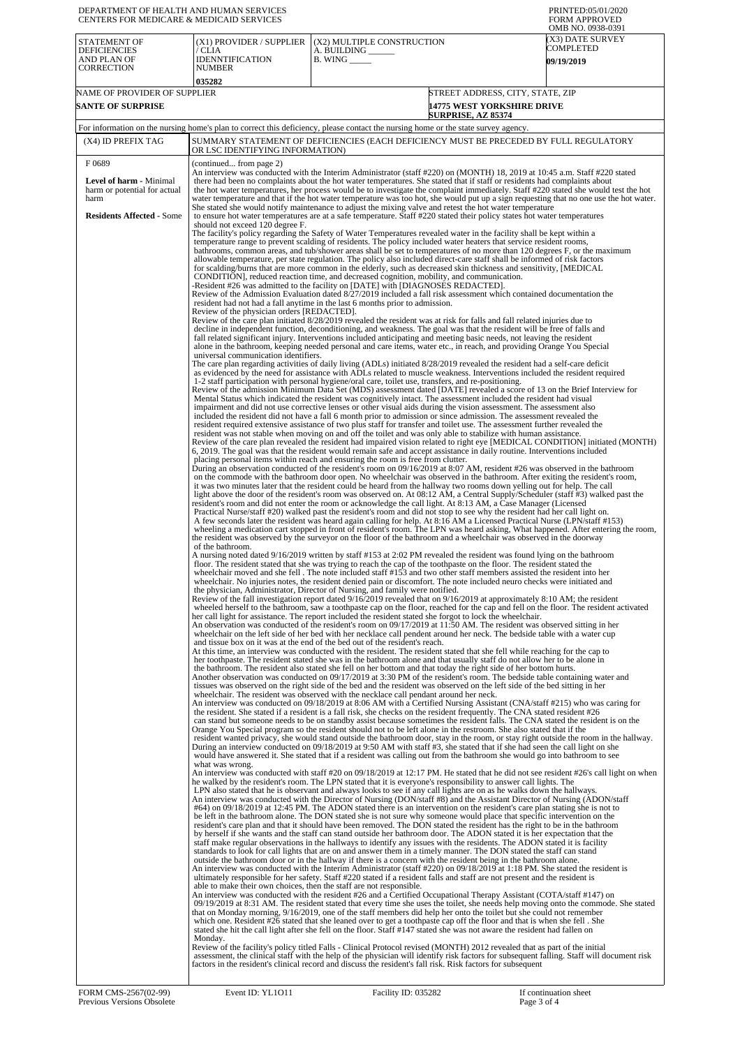DEPARTMENT OF HEALTH AND HUMAN SERVICES
CENTERS FOR MEDICARE & MEDICAID SERVICES

PRINTED:05/01/2020
FORM APPROVED
OMB NO. 0938-0391

| STATEMENT OF DEFICIENCIES AND PLAN OF CORRECTION | (X1) PROVIDER / SUPPLIER / CLIA IDENNTIFICATION NUMBER | (X2) MULTIPLE CONSTRUCTION A. BUILDING ______ B. WING _____ | (X3) DATE SURVEY COMPLETED |
|---|---|---|---|
| | 035282 | | 09/19/2019 |

| NAME OF PROVIDER OF SUPPLIER | STREET ADDRESS, CITY, STATE, ZIP |
|---|---|
| SANTE OF SURPRISE | 14775 WEST YORKSHIRE DRIVE SURPRISE, AZ 85374 |

For information on the nursing home's plan to correct this deficiency, please contact the nursing home or the state survey agency.

| (X4) ID PREFIX TAG | SUMMARY STATEMENT OF DEFICIENCIES (EACH DEFICIENCY MUST BE PRECEDED BY FULL REGULATORY OR LSC IDENTIFYING INFORMATION) |
|---|---|
| F 0689<br><br>**Level of harm** - Minimal harm or potential for actual harm<br><br>**Residents Affected** - Some | (continued... from page 2)<br>An interview was conducted with the Interim Administrator (staff #220) on (MONTH) 18, 2019 at 10:45 a.m. Staff #220 stated there had been no complaints about the hot water temperatures. She stated that if staff or residents had complaints about the hot water temperatures, her process would be to investigate the complaint immediately. Staff #220 stated she would test the hot water temperature and that if the hot water temperature was too hot, she would put up a sign requesting that no one use the hot water. She stated she would notify maintenance to adjust the mixing valve and retest the hot water temperature to ensure hot water temperatures are at a safe temperature. Staff #220 stated their policy states hot water temperatures should not exceed 120 degree F.<br>The facility's policy regarding the Safety of Water Temperatures revealed water in the facility shall be kept within a temperature range to prevent scalding of residents. The policy included water heaters that service resident rooms, bathrooms, common areas, and tub/shower areas shall be set to temperatures of no more than 120 degrees F, or the maximum allowable temperature, per state regulation. The policy also included direct-care staff shall be informed of risk factors for scalding/burns that are more common in the elderly, such as decreased skin thickness and sensitivity, [MEDICAL CONDITION], reduced reaction time, and decreased cognition, mobility, and communication.<br>-Resident #26 was admitted to the facility on [DATE] with [DIAGNOSES REDACTED].<br>Review of the Admission Evaluation dated 8/27/2019 included a fall risk assessment which contained documentation the resident had not had a fall anytime in the last 6 months prior to admission.<br>Review of the physician orders [REDACTED].<br>Review of the care plan initiated 8/28/2019 revealed the resident was at risk for falls and fall related injuries due to decline in independent function, deconditioning, and weakness. The goal was that the resident will be free of falls and fall related significant injury. Interventions included anticipating and meeting basic needs, not leaving the resident alone in the bathroom, keeping needed personal and care items, water etc., in reach, and providing Orange You Special universal communication identifiers.<br>The care plan regarding activities of daily living (ADLs) initiated 8/28/2019 revealed the resident had a self-care deficit as evidenced by the need for assistance with ADLs related to muscle weakness. Interventions included the resident required 1-2 staff participation with personal hygiene/oral care, toilet use, transfers, and re-positioning.<br>Review of the admission Minimum Data Set (MDS) assessment dated [DATE] revealed a score of 13 on the Brief Interview for Mental Status which indicated the resident was cognitively intact. The assessment included the resident had visual impairment and did not use corrective lenses or other visual aids during the vision assessment. The assessment also included the resident did not have a fall 6 month prior to admission or since admission. The assessment revealed the resident required extensive assistance of two plus staff for transfer and toilet use. The assessment further revealed the resident was not stable when moving on and off the toilet and was only able to stabilize with human assistance.<br>Review of the care plan revealed the resident had impaired vision related to right eye [MEDICAL CONDITION] initiated (MONTH) 6, 2019. The goal was that the resident would remain safe and accept assistance in daily routine. Interventions included placing personal items within reach and ensuring the room is free from clutter.<br>During an observation conducted of the resident's room on 09/16/2019 at 8:07 AM, resident #26 was observed in the bathroom on the commode with the bathroom door open. No wheelchair was observed in the bathroom. After exiting the resident's room, it was two minutes later that the resident could be heard from the hallway two rooms down yelling out for help. The call light above the door of the resident's room was observed on. At 08:12 AM, a Central Supply/Scheduler (staff #3) walked past the resident's room and did not enter the room or acknowledge the call light. At 8:13 AM, a Case Manager (Licensed Practical Nurse/staff #20) walked past the resident's room and did not stop to see why the resident had her call light on. A few seconds later the resident was heard again calling for help. At 8:16 AM a Licensed Practical Nurse (LPN/staff #153) wheeling a medication cart stopped in front of resident's room. The LPN was heard asking, What happened. After entering the room, the resident was observed by the surveyor on the floor of the bathroom and a wheelchair was observed in the doorway of the bathroom.<br>A nursing noted dated 9/16/2019 written by staff #153 at 2:02 PM revealed the resident was found lying on the bathroom floor. The resident stated that she was trying to reach the cap of the toothpaste on the floor. The resident stated the wheelchair moved and she fell . The note included staff #153 and two other staff members assisted the resident into her wheelchair. No injuries notes, the resident denied pain or discomfort. The note included neuro checks were initiated and the physician, Administrator, Director of Nursing, and family were notified.<br>Review of the fall investigation report dated 9/16/2019 revealed that on 9/16/2019 at approximately 8:10 AM; the resident wheeled herself to the bathroom, saw a toothpaste cap on the floor, reached for the cap and fell on the floor. The resident activated her call light for assistance. The report included the resident stated she forgot to lock the wheelchair.<br>An observation was conducted of the resident's room on 09/17/2019 at 11:50 AM. The resident was observed sitting in her wheelchair on the left side of her bed with her necklace call pendant around her neck. The bedside table with a water cup and tissue box on it was at the end of the bed out of the resident's reach.<br>At this time, an interview was conducted with the resident. The resident stated that she fell while reaching for the cap to her toothpaste. The resident stated she was in the bathroom alone and that usually staff do not allow her to be alone in the bathroom. The resident also stated she fell on her bottom and that today the right side of her bottom hurts.<br>Another observation was conducted on 09/17/2019 at 3:30 PM of the resident's room. The bedside table containing water and tissues was observed on the right side of the bed and the resident was observed on the left side of the bed sitting in her wheelchair. The resident was observed with the necklace call pendant around her neck.<br>An interview was conducted on 09/18/2019 at 8:06 AM with a Certified Nursing Assistant (CNA/staff #215) who was caring for the resident. She stated if a resident is a fall risk, she checks on the resident frequently. The CNA stated resident #26 can stand but someone needs to be on standby assist because sometimes the resident falls. The CNA stated the resident is on the Orange You Special program so the resident should not to be left alone in the restroom. She also stated that if the resident wanted privacy, she would stand outside the bathroom door, stay in the room, or stay right outside the room in the hallway.<br>During an interview conducted on 09/18/2019 at 9:50 AM with staff #3, she stated that if she had seen the call light on she would have answered it. She stated that if a resident was calling out from the bathroom she would go into bathroom to see what was wrong.<br>An interview was conducted with staff #20 on 09/18/2019 at 12:17 PM. He stated that he did not see resident #26's call light on when he walked by the resident's room. The LPN stated that it is everyone's responsibility to answer call lights. The LPN also stated that he is observant and always looks to see if any call lights are on as he walks down the hallways.<br>An interview was conducted with the Director of Nursing (DON/staff #8) and the Assistant Director of Nursing (ADON/staff #64) on 09/18/2019 at 12:45 PM. The ADON stated there is an intervention on the resident's care plan stating she is not to be left in the bathroom alone. The DON stated she is not sure why someone would place that specific intervention on the resident's care plan and that it should have been removed. The DON stated the resident has the right to be in the bathroom by herself if she wants and the staff can stand outside her bathroom door. The ADON stated it is her expectation that the staff make regular observations in the hallways to identify any issues with the residents. The ADON stated it is facility standards to look for call lights that are on and answer them in a timely manner. The DON stated the staff can stand outside the bathroom door or in the hallway if there is a concern with the resident being in the bathroom alone.<br>An interview was conducted with the Interim Administrator (staff #220) on 09/18/2019 at 1:18 PM. She stated the resident is ultimately responsible for her safety. Staff #220 stated if a resident falls and staff are not present and the resident is able to make their own choices, then the staff are not responsible.<br>An interview was conducted with the resident #26 and a Certified Occupational Therapy Assistant (COTA/staff #147) on 09/19/2019 at 8:31 AM. The resident stated that every time she uses the toilet, she needs help moving onto the commode. She stated that on Monday morning, 9/16/2019, one of the staff members did help her onto the toilet but she could not remember which one. Resident #26 stated that she leaned over to get a toothpaste cap off the floor and that is when she fell . She stated she hit the call light after she fell on the floor. Staff #147 stated she was not aware the resident had fallen on Monday.<br>Review of the facility's policy titled Falls - Clinical Protocol revised (MONTH) 2012 revealed that as part of the initial assessment, the clinical staff with the help of the physician will identify risk factors for subsequent falling. Staff will document risk factors in the resident's clinical record and discuss the resident's fall risk. Risk factors for subsequent |

FORM CMS-2567(02-99) Previous Versions Obsolete | Event ID: YL1O11 | Facility ID: 035282 | If continuation sheet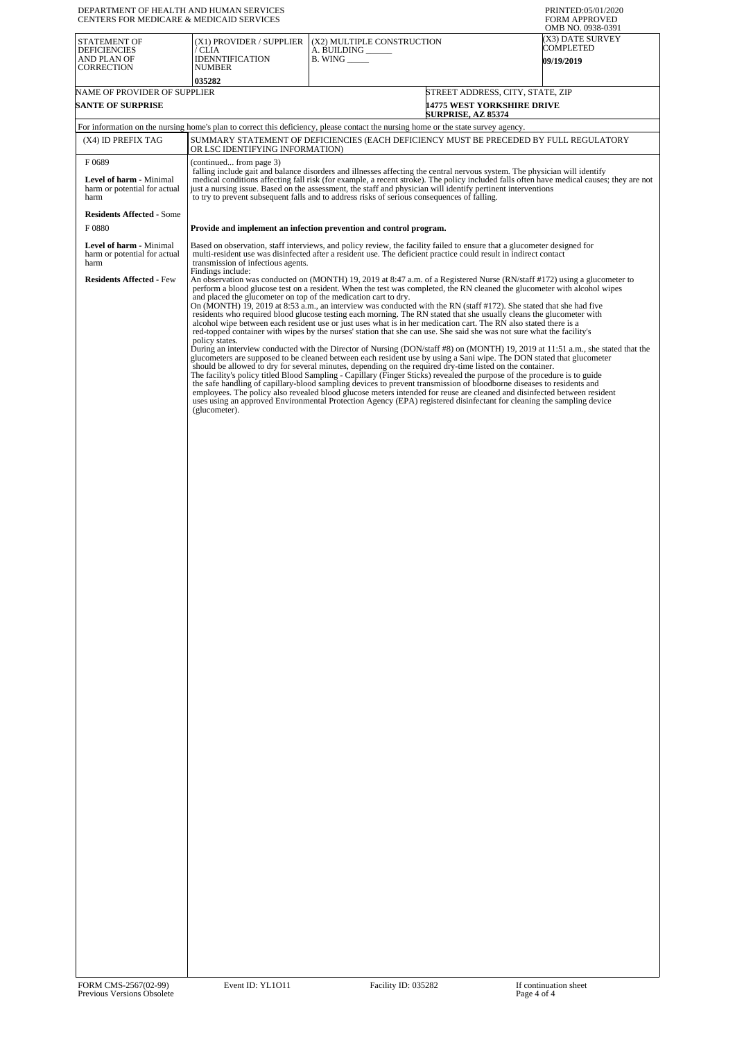DEPARTMENT OF HEALTH AND HUMAN SERVICES
CENTERS FOR MEDICARE & MEDICAID SERVICES

PRINTED:05/01/2020
FORM APPROVED
OMB NO. 0938-0391

| STATEMENT OF DEFICIENCIES AND PLAN OF CORRECTION | (X1) PROVIDER / SUPPLIER / CLIA IDENNTIFICATION NUMBER | (X2) MULTIPLE CONSTRUCTION A. BUILDING ______ B. WING _____ | (X3) DATE SURVEY COMPLETED |
|---|---|---|---|
| | 035282 | | 09/19/2019 |

| NAME OF PROVIDER OF SUPPLIER | STREET ADDRESS, CITY, STATE, ZIP |
|---|---|
| SANTE OF SURPRISE | 14775 WEST YORKSHIRE DRIVE SURPRISE, AZ 85374 |

For information on the nursing home's plan to correct this deficiency, please contact the nursing home or the state survey agency.

| (X4) ID PREFIX TAG | SUMMARY STATEMENT OF DEFICIENCIES (EACH DEFICIENCY MUST BE PRECEDED BY FULL REGULATORY OR LSC IDENTIFYING INFORMATION) |
|---|---|
| F 0689 **Level of harm** - Minimal harm or potential for actual harm **Residents Affected** - Some | (continued... from page 3) falling include gait and balance disorders and illnesses affecting the central nervous system. The physician will identify medical conditions affecting fall risk (for example, a recent stroke). The policy included falls often have medical causes; they are not just a nursing issue. Based on the assessment, the staff and physician will identify pertinent interventions to try to prevent subsequent falls and to address risks of serious consequences of falling. |
| F 0880 **Level of harm** - Minimal harm or potential for actual harm **Residents Affected** - Few | **Provide and implement an infection prevention and control program.** Based on observation, staff interviews, and policy review, the facility failed to ensure that a glucometer designed for multi-resident use was disinfected after a resident use. The deficient practice could result in indirect contact transmission of infectious agents. Findings include: An observation was conducted on (MONTH) 19, 2019 at 8:47 a.m. of a Registered Nurse (RN/staff #172) using a glucometer to perform a blood glucose test on a resident. When the test was completed, the RN cleaned the glucometer with alcohol wipes and placed the glucometer on top of the medication cart to dry. On (MONTH) 19, 2019 at 8:53 a.m., an interview was conducted with the RN (staff #172). She stated that she had five residents who required blood glucose testing each morning. The RN stated that she usually cleans the glucometer with alcohol wipe between each resident use or just uses what is in her medication cart. The RN also stated there is a red-topped container with wipes by the nurses' station that she can use. She said she was not sure what the facility's policy states. During an interview conducted with the Director of Nursing (DON/staff #8) on (MONTH) 19, 2019 at 11:51 a.m., she stated that the glucometers are supposed to be cleaned between each resident use by using a Sani wipe. The DON stated that glucometer should be allowed to dry for several minutes, depending on the required dry-time listed on the container. The facility's policy titled Blood Sampling - Capillary (Finger Sticks) revealed the purpose of the procedure is to guide the safe handling of capillary-blood sampling devices to prevent transmission of bloodborne diseases to residents and employees. The policy also revealed blood glucose meters intended for reuse are cleaned and disinfected between resident uses using an approved Environmental Protection Agency (EPA) registered disinfectant for cleaning the sampling device (glucometer). |

FORM CMS-2567(02-99) Previous Versions Obsolete | Event ID: YL1O11 | Facility ID: 035282 | If continuation sheet